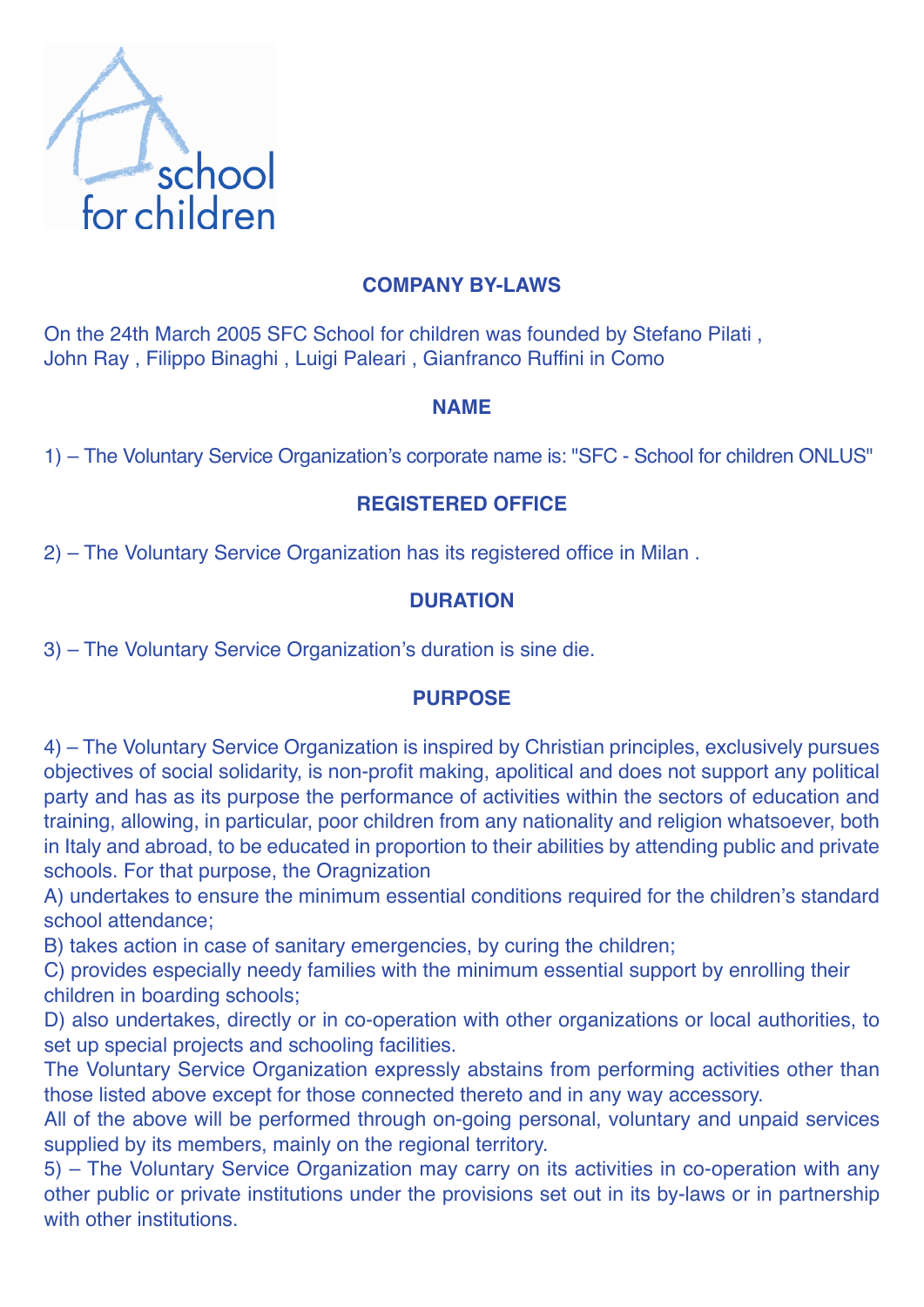school
for children

# COMPANY BY-LAWS

On the 24th March 2005 SFC School for children was founded by Stefano Pilati , John Ray , Filippo Binaghi , Luigi Paleari , Gianfranco Ruffini in Como

## NAME

1) – The Voluntary Service Organization's corporate name is: "SFC - School for children ONLUS"

## REGISTERED OFFICE

2) – The Voluntary Service Organization has its registered office in Milan .

## DURATION

3) – The Voluntary Service Organization's duration is sine die.

## PURPOSE

4) – The Voluntary Service Organization is inspired by Christian principles, exclusively pursues objectives of social solidarity, is non-profit making, apolitical and does not support any political party and has as its purpose the performance of activities within the sectors of education and training, allowing, in particular, poor children from any nationality and religion whatsoever, both in Italy and abroad, to be educated in proportion to their abilities by attending public and private schools. For that purpose, the Oragnization

A) undertakes to ensure the minimum essential conditions required for the children's standard school attendance;

B) takes action in case of sanitary emergencies, by curing the children;

C) provides especially needy families with the minimum essential support by enrolling their children in boarding schools;

D) also undertakes, directly or in co-operation with other organizations or local authorities, to set up special projects and schooling facilities.

The Voluntary Service Organization expressly abstains from performing activities other than those listed above except for those connected thereto and in any way accessory.

All of the above will be performed through on-going personal, voluntary and unpaid services supplied by its members, mainly on the regional territory.

5) – The Voluntary Service Organization may carry on its activities in co-operation with any other public or private institutions under the provisions set out in its by-laws or in partnership with other institutions.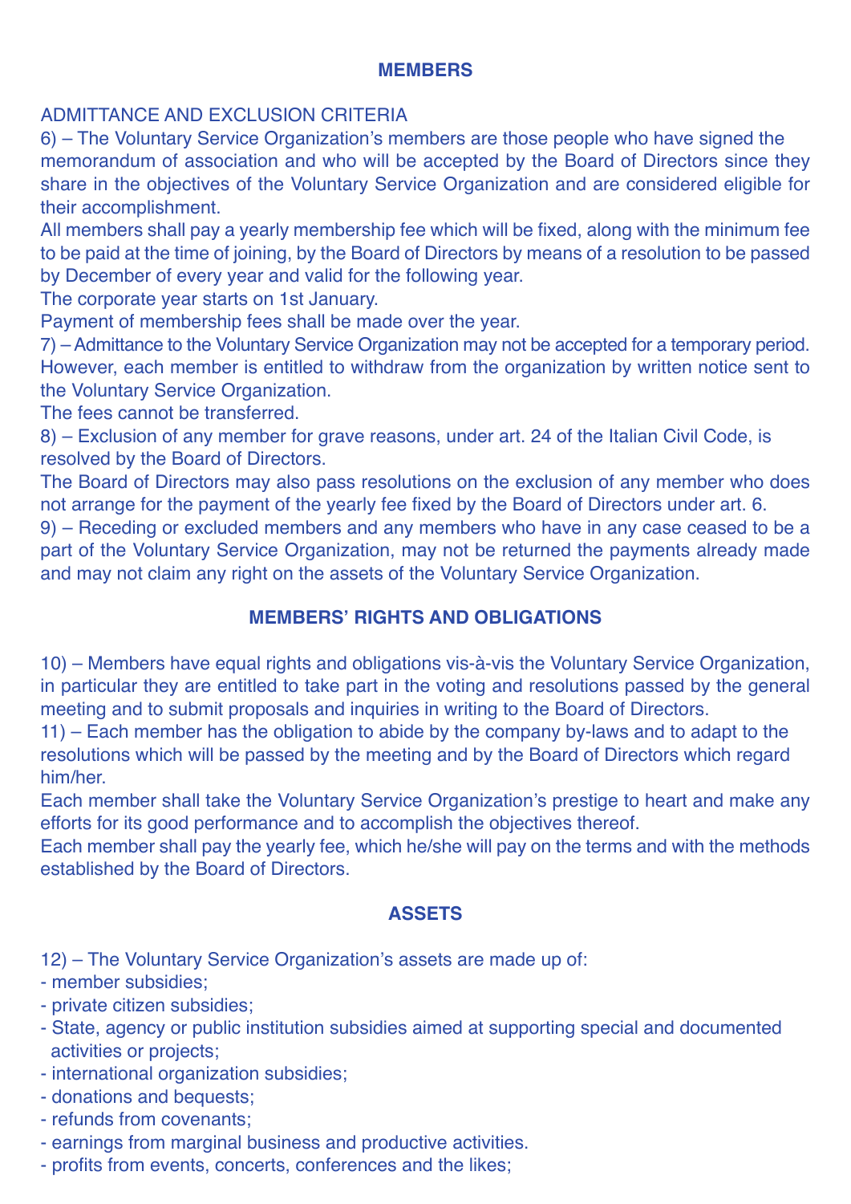## MEMBERS

ADMITTANCE AND EXCLUSION CRITERIA

6) – The Voluntary Service Organization's members are those people who have signed the memorandum of association and who will be accepted by the Board of Directors since they share in the objectives of the Voluntary Service Organization and are considered eligible for their accomplishment.

All members shall pay a yearly membership fee which will be fixed, along with the minimum fee to be paid at the time of joining, by the Board of Directors by means of a resolution to be passed by December of every year and valid for the following year.

The corporate year starts on 1st January.

Payment of membership fees shall be made over the year.

7) – Admittance to the Voluntary Service Organization may not be accepted for a temporary period. However, each member is entitled to withdraw from the organization by written notice sent to the Voluntary Service Organization.

The fees cannot be transferred.

8) – Exclusion of any member for grave reasons, under art. 24 of the Italian Civil Code, is resolved by the Board of Directors.

The Board of Directors may also pass resolutions on the exclusion of any member who does not arrange for the payment of the yearly fee fixed by the Board of Directors under art. 6.

9) – Receding or excluded members and any members who have in any case ceased to be a part of the Voluntary Service Organization, may not be returned the payments already made and may not claim any right on the assets of the Voluntary Service Organization.

## MEMBERS' RIGHTS AND OBLIGATIONS

10) – Members have equal rights and obligations vis-à-vis the Voluntary Service Organization, in particular they are entitled to take part in the voting and resolutions passed by the general meeting and to submit proposals and inquiries in writing to the Board of Directors.

11) – Each member has the obligation to abide by the company by-laws and to adapt to the resolutions which will be passed by the meeting and by the Board of Directors which regard him/her.

Each member shall take the Voluntary Service Organization's prestige to heart and make any efforts for its good performance and to accomplish the objectives thereof.

Each member shall pay the yearly fee, which he/she will pay on the terms and with the methods established by the Board of Directors.

## ASSETS

12) – The Voluntary Service Organization's assets are made up of:

- member subsidies;
- private citizen subsidies;
- State, agency or public institution subsidies aimed at supporting special and documented activities or projects;
- international organization subsidies;
- donations and bequests;
- refunds from covenants;
- earnings from marginal business and productive activities.
- profits from events, concerts, conferences and the likes;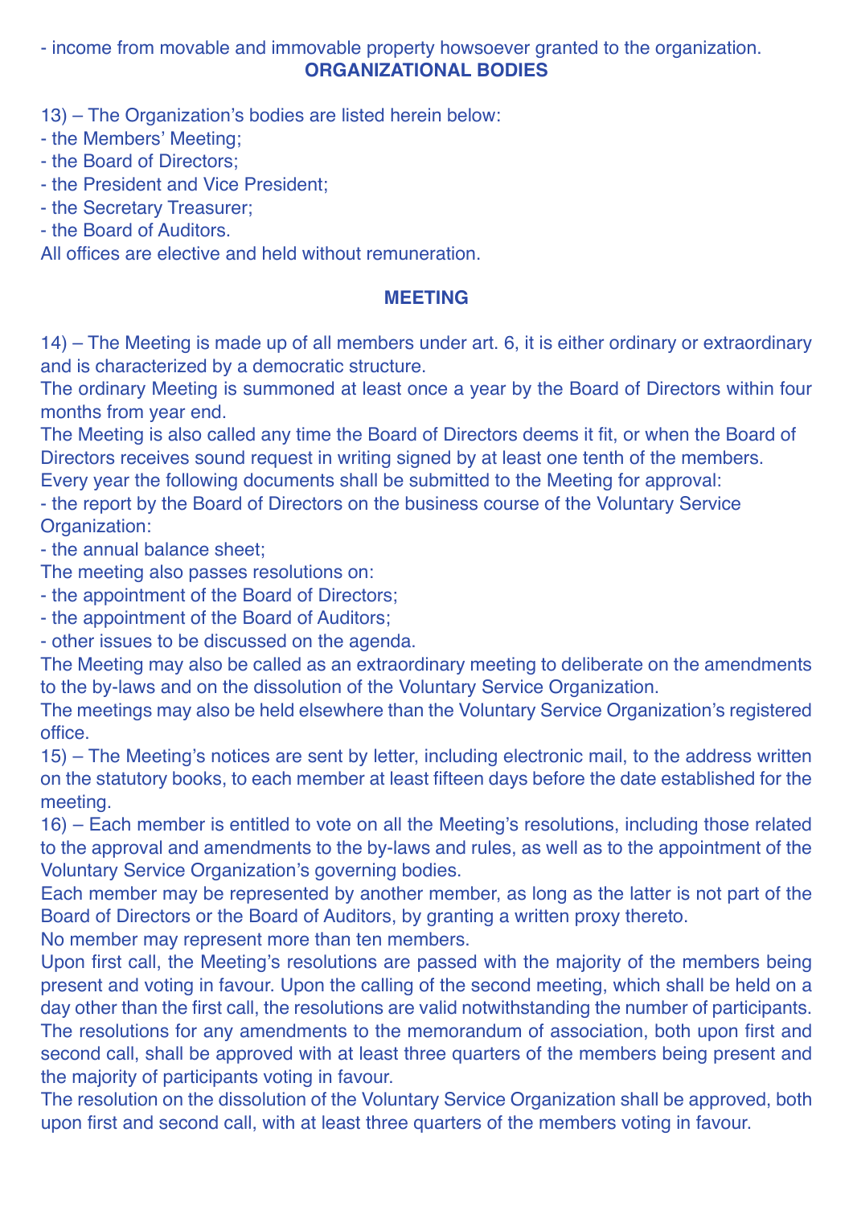- income from movable and immovable property howsoever granted to the organization.

## ORGANIZATIONAL BODIES

13) – The Organization's bodies are listed herein below:
- the Members' Meeting;
- the Board of Directors;
- the President and Vice President;
- the Secretary Treasurer;
- the Board of Auditors.

All offices are elective and held without remuneration.

## MEETING

14) – The Meeting is made up of all members under art. 6, it is either ordinary or extraordinary and is characterized by a democratic structure.
The ordinary Meeting is summoned at least once a year by the Board of Directors within four months from year end.
The Meeting is also called any time the Board of Directors deems it fit, or when the Board of Directors receives sound request in writing signed by at least one tenth of the members.
Every year the following documents shall be submitted to the Meeting for approval:
- the report by the Board of Directors on the business course of the Voluntary Service Organization:
- the annual balance sheet;

The meeting also passes resolutions on:
- the appointment of the Board of Directors;
- the appointment of the Board of Auditors;
- other issues to be discussed on the agenda.

The Meeting may also be called as an extraordinary meeting to deliberate on the amendments to the by-laws and on the dissolution of the Voluntary Service Organization.
The meetings may also be held elsewhere than the Voluntary Service Organization's registered office.

15) – The Meeting's notices are sent by letter, including electronic mail, to the address written on the statutory books, to each member at least fifteen days before the date established for the meeting.

16) – Each member is entitled to vote on all the Meeting's resolutions, including those related to the approval and amendments to the by-laws and rules, as well as to the appointment of the Voluntary Service Organization's governing bodies.
Each member may be represented by another member, as long as the latter is not part of the Board of Directors or the Board of Auditors, by granting a written proxy thereto.
No member may represent more than ten members.
Upon first call, the Meeting's resolutions are passed with the majority of the members being present and voting in favour. Upon the calling of the second meeting, which shall be held on a day other than the first call, the resolutions are valid notwithstanding the number of participants.
The resolutions for any amendments to the memorandum of association, both upon first and second call, shall be approved with at least three quarters of the members being present and the majority of participants voting in favour.
The resolution on the dissolution of the Voluntary Service Organization shall be approved, both upon first and second call, with at least three quarters of the members voting in favour.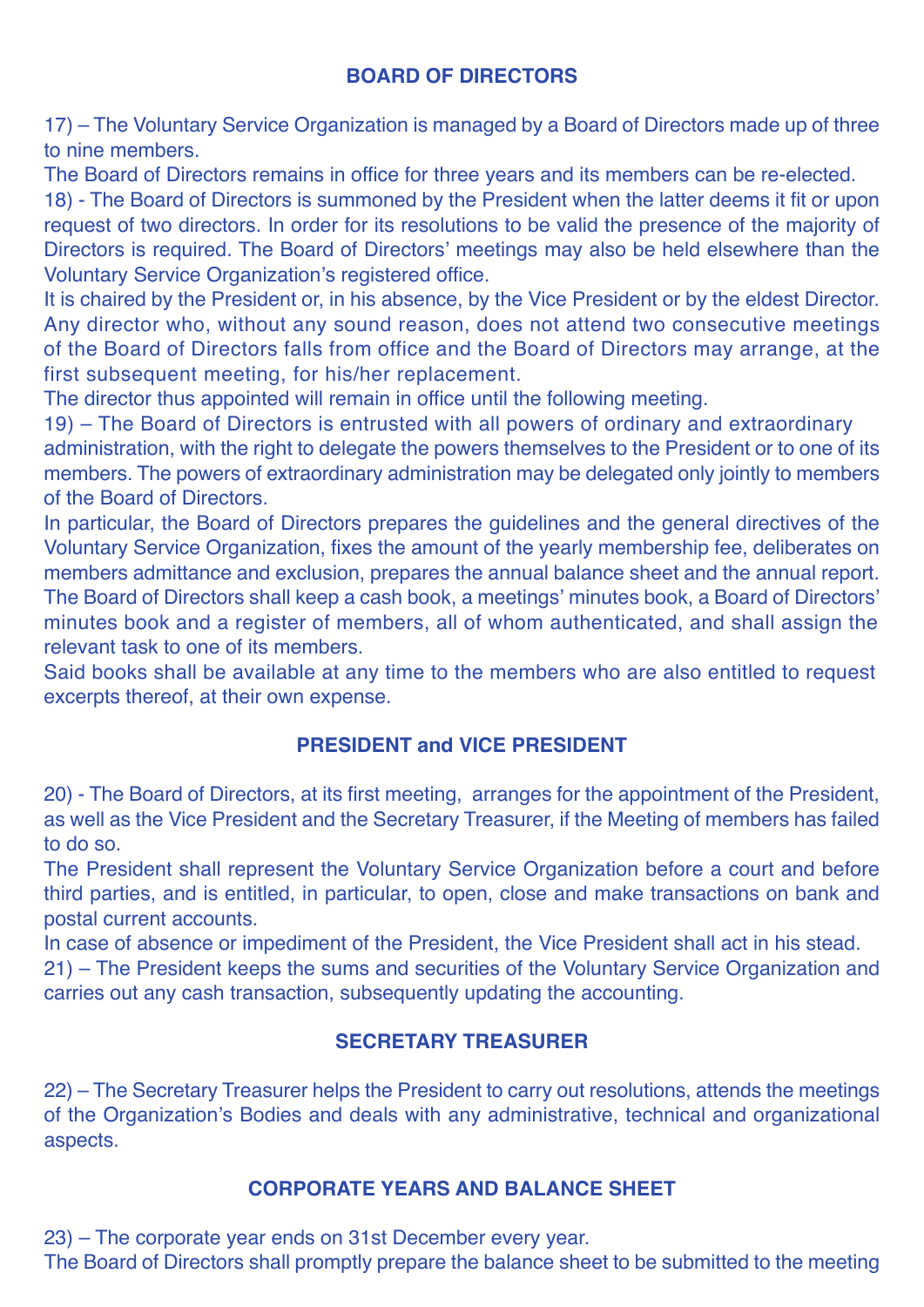## BOARD OF DIRECTORS

17) – The Voluntary Service Organization is managed by a Board of Directors made up of three to nine members.
The Board of Directors remains in office for three years and its members can be re-elected.
18) - The Board of Directors is summoned by the President when the latter deems it fit or upon request of two directors. In order for its resolutions to be valid the presence of the majority of Directors is required. The Board of Directors' meetings may also be held elsewhere than the Voluntary Service Organization's registered office.
It is chaired by the President or, in his absence, by the Vice President or by the eldest Director.
Any director who, without any sound reason, does not attend two consecutive meetings of the Board of Directors falls from office and the Board of Directors may arrange, at the first subsequent meeting, for his/her replacement.
The director thus appointed will remain in office until the following meeting.
19) – The Board of Directors is entrusted with all powers of ordinary and extraordinary administration, with the right to delegate the powers themselves to the President or to one of its members. The powers of extraordinary administration may be delegated only jointly to members of the Board of Directors.
In particular, the Board of Directors prepares the guidelines and the general directives of the Voluntary Service Organization, fixes the amount of the yearly membership fee, deliberates on members admittance and exclusion, prepares the annual balance sheet and the annual report.
The Board of Directors shall keep a cash book, a meetings' minutes book, a Board of Directors' minutes book and a register of members, all of whom authenticated, and shall assign the relevant task to one of its members.
Said books shall be available at any time to the members who are also entitled to request excerpts thereof, at their own expense.

## PRESIDENT and VICE PRESIDENT

20) - The Board of Directors, at its first meeting, arranges for the appointment of the President, as well as the Vice President and the Secretary Treasurer, if the Meeting of members has failed to do so.
The President shall represent the Voluntary Service Organization before a court and before third parties, and is entitled, in particular, to open, close and make transactions on bank and postal current accounts.
In case of absence or impediment of the President, the Vice President shall act in his stead.
21) – The President keeps the sums and securities of the Voluntary Service Organization and carries out any cash transaction, subsequently updating the accounting.

## SECRETARY TREASURER

22) – The Secretary Treasurer helps the President to carry out resolutions, attends the meetings of the Organization's Bodies and deals with any administrative, technical and organizational aspects.

## CORPORATE YEARS AND BALANCE SHEET

23) – The corporate year ends on 31st December every year.
The Board of Directors shall promptly prepare the balance sheet to be submitted to the meeting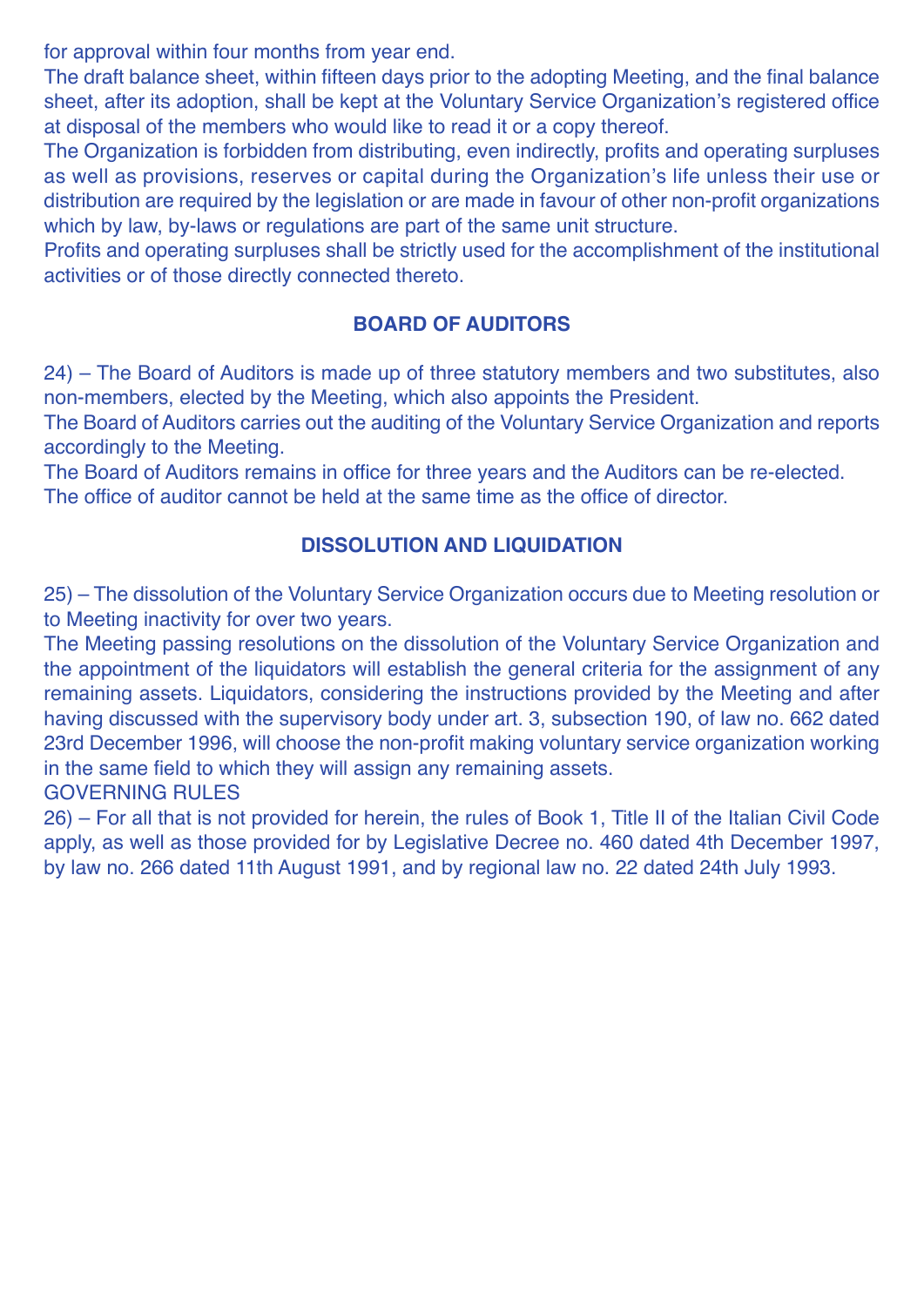for approval within four months from year end.

The draft balance sheet, within fifteen days prior to the adopting Meeting, and the final balance sheet, after its adoption, shall be kept at the Voluntary Service Organization's registered office at disposal of the members who would like to read it or a copy thereof.

The Organization is forbidden from distributing, even indirectly, profits and operating surpluses as well as provisions, reserves or capital during the Organization's life unless their use or distribution are required by the legislation or are made in favour of other non-profit organizations which by law, by-laws or regulations are part of the same unit structure.

Profits and operating surpluses shall be strictly used for the accomplishment of the institutional activities or of those directly connected thereto.

## BOARD OF AUDITORS

24) – The Board of Auditors is made up of three statutory members and two substitutes, also non-members, elected by the Meeting, which also appoints the President.

The Board of Auditors carries out the auditing of the Voluntary Service Organization and reports accordingly to the Meeting.

The Board of Auditors remains in office for three years and the Auditors can be re-elected.

The office of auditor cannot be held at the same time as the office of director.

## DISSOLUTION AND LIQUIDATION

25) – The dissolution of the Voluntary Service Organization occurs due to Meeting resolution or to Meeting inactivity for over two years.

The Meeting passing resolutions on the dissolution of the Voluntary Service Organization and the appointment of the liquidators will establish the general criteria for the assignment of any remaining assets. Liquidators, considering the instructions provided by the Meeting and after having discussed with the supervisory body under art. 3, subsection 190, of law no. 662 dated 23rd December 1996, will choose the non-profit making voluntary service organization working in the same field to which they will assign any remaining assets.

GOVERNING RULES

26) – For all that is not provided for herein, the rules of Book 1, Title II of the Italian Civil Code apply, as well as those provided for by Legislative Decree no. 460 dated 4th December 1997, by law no. 266 dated 11th August 1991, and by regional law no. 22 dated 24th July 1993.